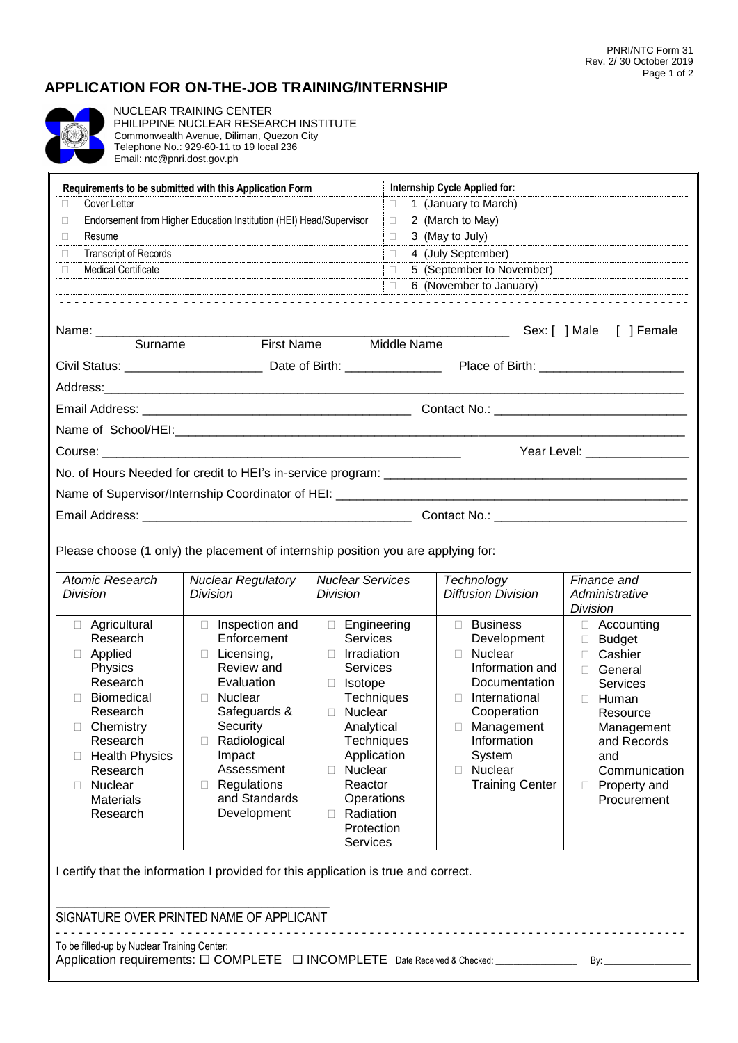PNRI/NTC Form 31
Rev. 2/ 30 October 2019

# APPLICATION FOR ON-THE-JOB TRAINING/INTERNSHIP

NUCLEAR TRAINING CENTER
PHILIPPINE NUCLEAR RESEARCH INSTITUTE
Commonwealth Avenue, Diliman, Quezon City
Telephone No.: 929-60-11 to 19 local 236
Email: ntc@pnri.dost.gov.ph

| Requirements to be submitted with this Application Form | Internship Cycle Applied for: |
|---|---|
| ☐ Cover Letter | ☐ 1 (January to March) |
| ☐ Endorsement from Higher Education Institution (HEI) Head/Supervisor | ☐ 2 (March to May) |
| ☐ Resume | ☐ 3 (May to July) |
| ☐ Transcript of Records | ☐ 4 (July September) |
| ☐ Medical Certificate | ☐ 5 (September to November) |
| | ☐ 6 (November to January) |

Name: ___________________________________________ Sex: [ ] Male [ ] Female
Surname First Name Middle Name

Civil Status: ____________________ Date of Birth: ______________ Place of Birth: _____________________

Address: ________________________________________________________________________________

Email Address: ______________________________________ Contact No.: ___________________________

Name of School/HEI: _____________________________________________________________________

Course: ___________________________________________________ Year Level: _______________

No. of Hours Needed for credit to HEI's in-service program: ____________________________________________

Name of Supervisor/Internship Coordinator of HEI: ___________________________________________________

Email Address: ______________________________________ Contact No.: ___________________________

Please choose (1 only) the placement of internship position you are applying for:

| *Atomic Research Division* | *Nuclear Regulatory Division* | *Nuclear Services Division* | *Technology Diffusion Division* | *Finance and Administrative Division* |
|---|---|---|---|---|
| ☐ Agricultural Research<br>☐ Applied Physics Research<br>☐ Biomedical Research<br>☐ Chemistry Research<br>☐ Health Physics Research<br>☐ Nuclear Materials Research | ☐ Inspection and Enforcement<br>☐ Licensing, Review and Evaluation<br>☐ Nuclear Safeguards & Security<br>☐ Radiological Impact Assessment<br>☐ Regulations and Standards Development | ☐ Engineering Services<br>☐ Irradiation Services<br>☐ Isotope Techniques<br>☐ Nuclear Analytical Techniques Application<br>☐ Nuclear Reactor Operations<br>☐ Radiation Protection Services | ☐ Business Development<br>☐ Nuclear Information and Documentation<br>☐ International Cooperation<br>☐ Management Information System<br>☐ Nuclear Training Center | ☐ Accounting<br>☐ Budget<br>☐ Cashier<br>☐ General Services<br>☐ Human Resource Management and Records and Communication<br>☐ Property and Procurement |

I certify that the information I provided for this application is true and correct.

________________________________________
SIGNATURE OVER PRINTED NAME OF APPLICANT

To be filled-up by Nuclear Training Center:
Application requirements: ☐ COMPLETE ☐ INCOMPLETE Date Received & Checked: ________________ By: _________________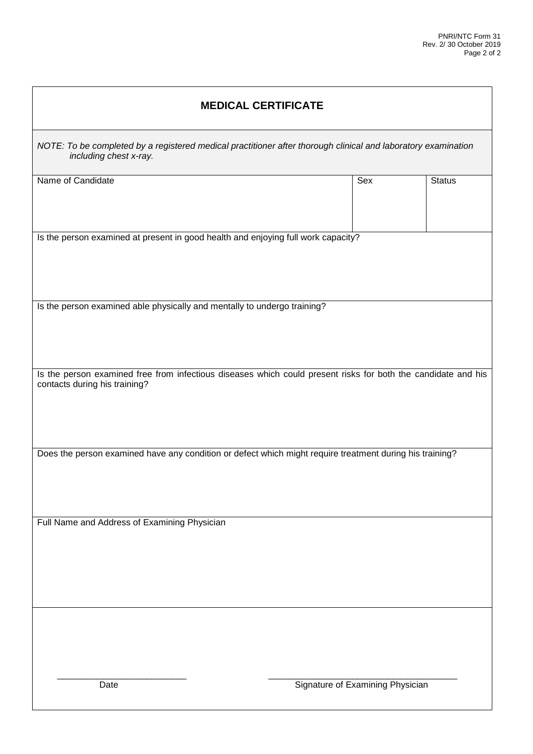# MEDICAL CERTIFICATE

*NOTE: To be completed by a registered medical practitioner after thorough clinical and laboratory examination including chest x-ray.*

| Name of Candidate | Sex | Status |
|---|---|---|
| | | |

Is the person examined at present in good health and enjoying full work capacity?

Is the person examined able physically and mentally to undergo training?

Is the person examined free from infectious diseases which could present risks for both the candidate and his contacts during his training?

Does the person examined have any condition or defect which might require treatment during his training?

Full Name and Address of Examining Physician

___________________________ Date

_______________________________________ Signature of Examining Physician